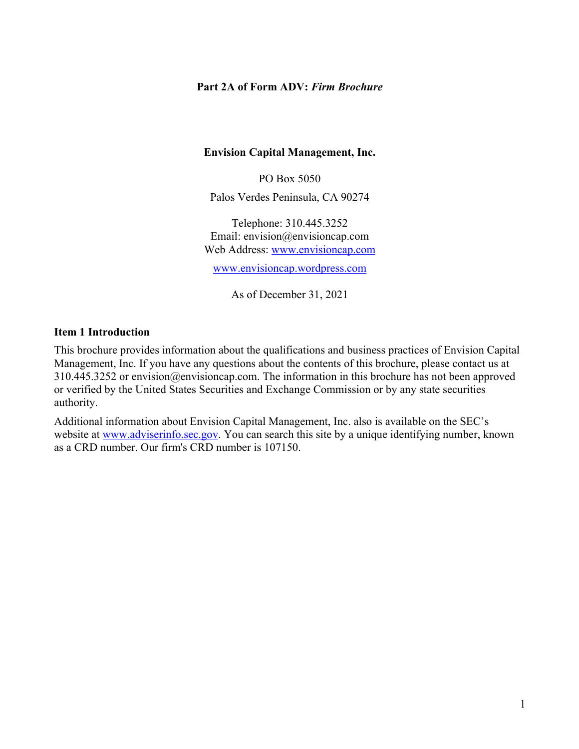**Part 2A of Form ADV:** ***Firm Brochure***

**Envision Capital Management, Inc.**

PO Box 5050

Palos Verdes Peninsula, CA 90274

Telephone: 310.445.3252
Email: envision@envisioncap.com
Web Address: www.envisioncap.com

www.envisioncap.wordpress.com

As of December 31, 2021

## Item 1 Introduction

This brochure provides information about the qualifications and business practices of Envision Capital Management, Inc. If you have any questions about the contents of this brochure, please contact us at 310.445.3252 or envision@envisioncap.com. The information in this brochure has not been approved or verified by the United States Securities and Exchange Commission or by any state securities authority.

Additional information about Envision Capital Management, Inc. also is available on the SEC's website at www.adviserinfo.sec.gov. You can search this site by a unique identifying number, known as a CRD number. Our firm's CRD number is 107150.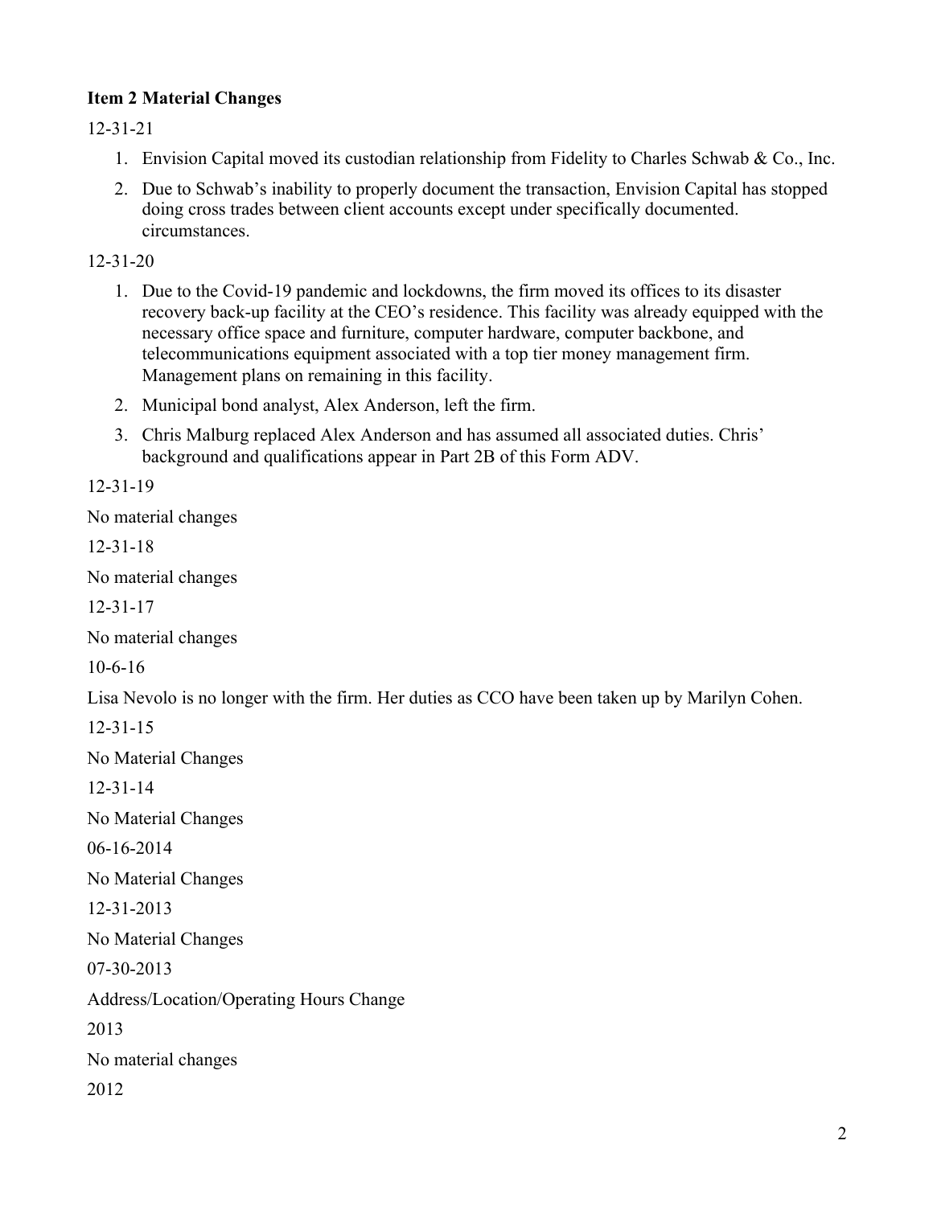**Item 2 Material Changes**

12-31-21

1. Envision Capital moved its custodian relationship from Fidelity to Charles Schwab & Co., Inc.
2. Due to Schwab's inability to properly document the transaction, Envision Capital has stopped doing cross trades between client accounts except under specifically documented. circumstances.

12-31-20

1. Due to the Covid-19 pandemic and lockdowns, the firm moved its offices to its disaster recovery back-up facility at the CEO's residence. This facility was already equipped with the necessary office space and furniture, computer hardware, computer backbone, and telecommunications equipment associated with a top tier money management firm. Management plans on remaining in this facility.
2. Municipal bond analyst, Alex Anderson, left the firm.
3. Chris Malburg replaced Alex Anderson and has assumed all associated duties. Chris' background and qualifications appear in Part 2B of this Form ADV.

12-31-19

No material changes

12-31-18

No material changes

12-31-17

No material changes

10-6-16

Lisa Nevolo is no longer with the firm. Her duties as CCO have been taken up by Marilyn Cohen.

12-31-15

No Material Changes

12-31-14

No Material Changes

06-16-2014

No Material Changes

12-31-2013

No Material Changes

07-30-2013

Address/Location/Operating Hours Change

2013

No material changes

2012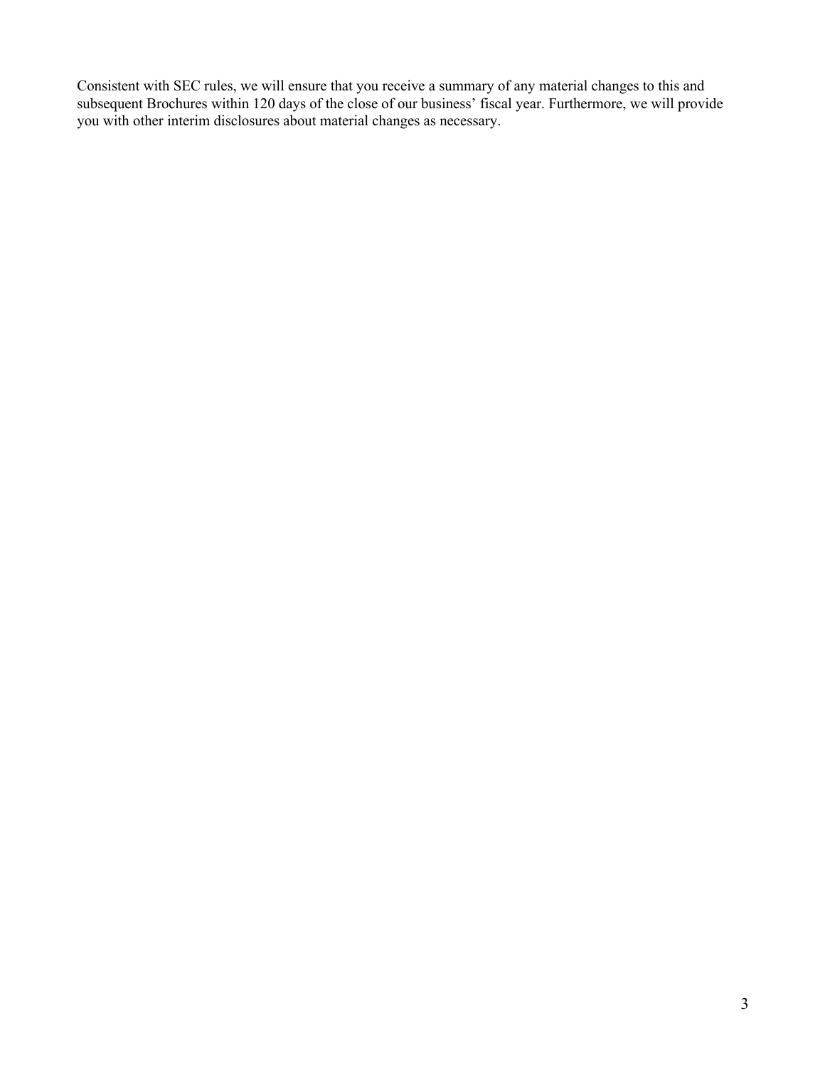Consistent with SEC rules, we will ensure that you receive a summary of any material changes to this and subsequent Brochures within 120 days of the close of our business' fiscal year. Furthermore, we will provide you with other interim disclosures about material changes as necessary.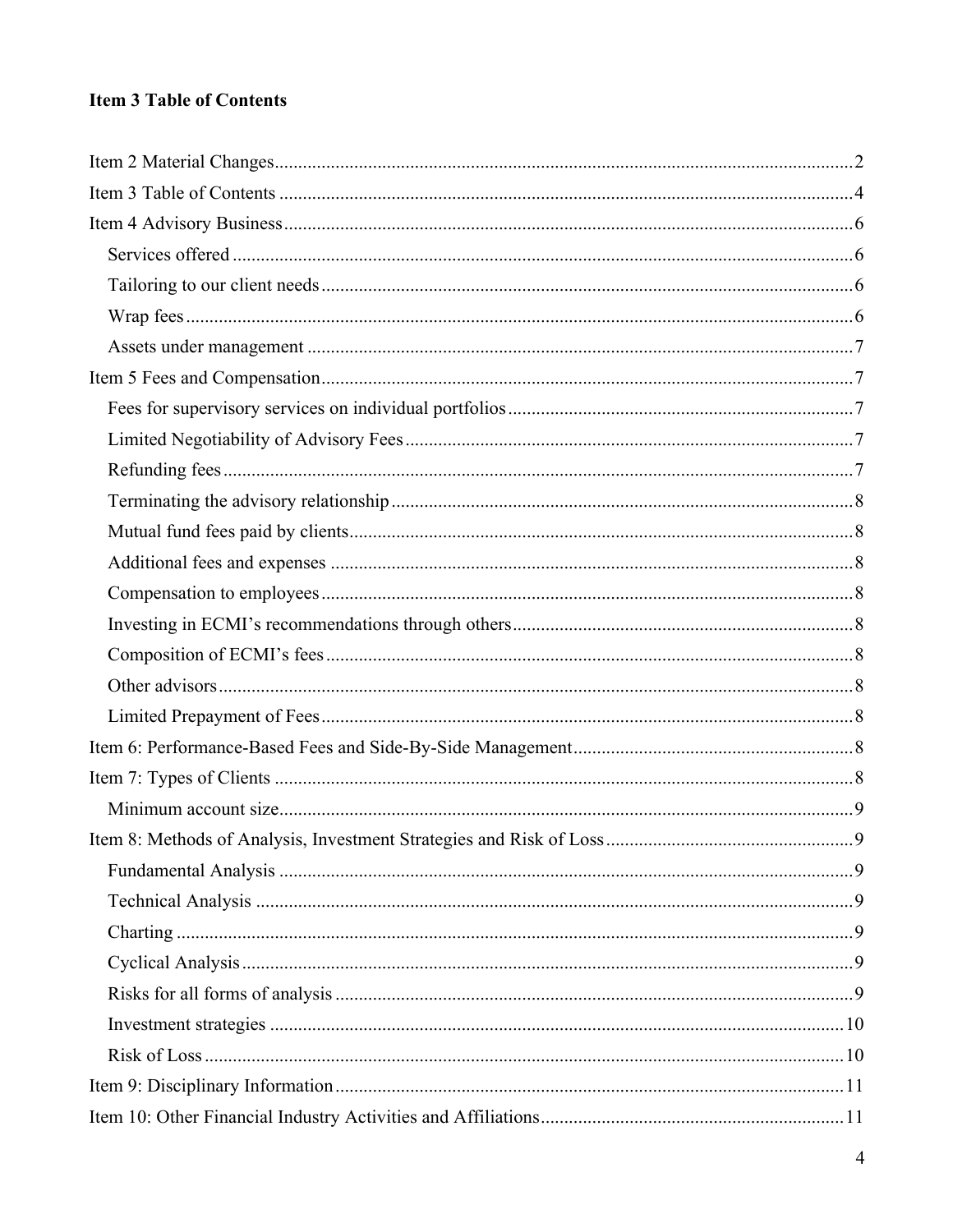## Item 3 Table of Contents

Item 2 Material Changes .......... 2
Item 3 Table of Contents .......... 4
Item 4 Advisory Business .......... 6
- Services offered .......... 6
- Tailoring to our client needs .......... 6
- Wrap fees .......... 6
- Assets under management .......... 7

Item 5 Fees and Compensation .......... 7
- Fees for supervisory services on individual portfolios .......... 7
- Limited Negotiability of Advisory Fees .......... 7
- Refunding fees .......... 7
- Terminating the advisory relationship .......... 8
- Mutual fund fees paid by clients .......... 8
- Additional fees and expenses .......... 8
- Compensation to employees .......... 8
- Investing in ECMI's recommendations through others .......... 8
- Composition of ECMI's fees .......... 8
- Other advisors .......... 8
- Limited Prepayment of Fees .......... 8

Item 6: Performance-Based Fees and Side-By-Side Management .......... 8
Item 7: Types of Clients .......... 8
- Minimum account size .......... 9

Item 8: Methods of Analysis, Investment Strategies and Risk of Loss .......... 9
- Fundamental Analysis .......... 9
- Technical Analysis .......... 9
- Charting .......... 9
- Cyclical Analysis .......... 9
- Risks for all forms of analysis .......... 9
- Investment strategies .......... 10
- Risk of Loss .......... 10

Item 9: Disciplinary Information .......... 11
Item 10: Other Financial Industry Activities and Affiliations .......... 11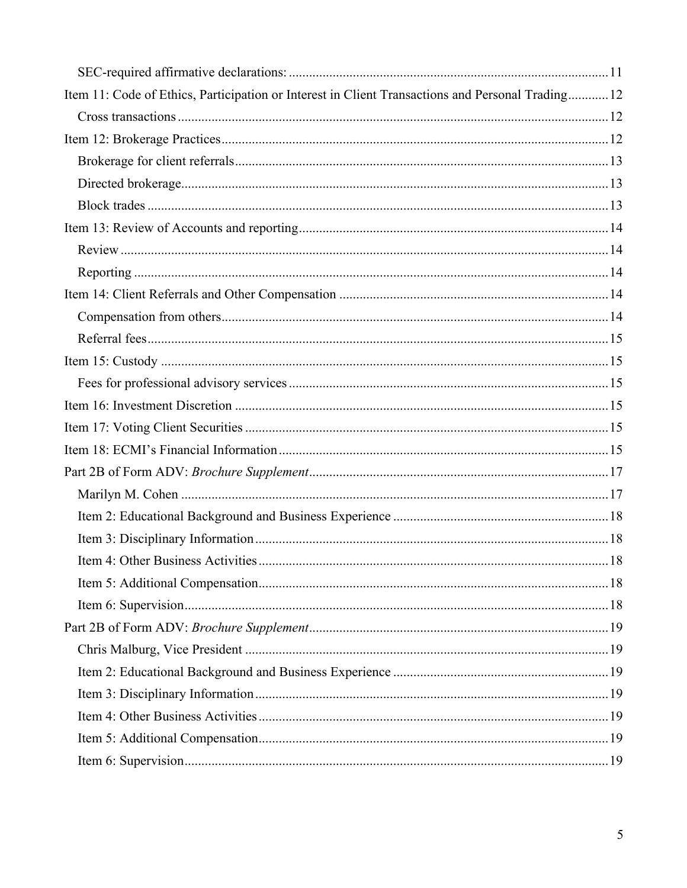- SEC-required affirmative declarations: ..... 11
- Item 11: Code of Ethics, Participation or Interest in Client Transactions and Personal Trading ..... 12
  - Cross transactions ..... 12
- Item 12: Brokerage Practices ..... 12
  - Brokerage for client referrals ..... 13
  - Directed brokerage ..... 13
  - Block trades ..... 13
- Item 13: Review of Accounts and reporting ..... 14
  - Review ..... 14
  - Reporting ..... 14
- Item 14: Client Referrals and Other Compensation ..... 14
  - Compensation from others ..... 14
  - Referral fees ..... 15
- Item 15: Custody ..... 15
  - Fees for professional advisory services ..... 15
- Item 16: Investment Discretion ..... 15
- Item 17: Voting Client Securities ..... 15
- Item 18: ECMI's Financial Information ..... 15
- Part 2B of Form ADV: *Brochure Supplement* ..... 17
  - Marilyn M. Cohen ..... 17
  - Item 2: Educational Background and Business Experience ..... 18
  - Item 3: Disciplinary Information ..... 18
  - Item 4: Other Business Activities ..... 18
  - Item 5: Additional Compensation ..... 18
  - Item 6: Supervision ..... 18
- Part 2B of Form ADV: *Brochure Supplement* ..... 19
  - Chris Malburg, Vice President ..... 19
  - Item 2: Educational Background and Business Experience ..... 19
  - Item 3: Disciplinary Information ..... 19
  - Item 4: Other Business Activities ..... 19
  - Item 5: Additional Compensation ..... 19
  - Item 6: Supervision ..... 19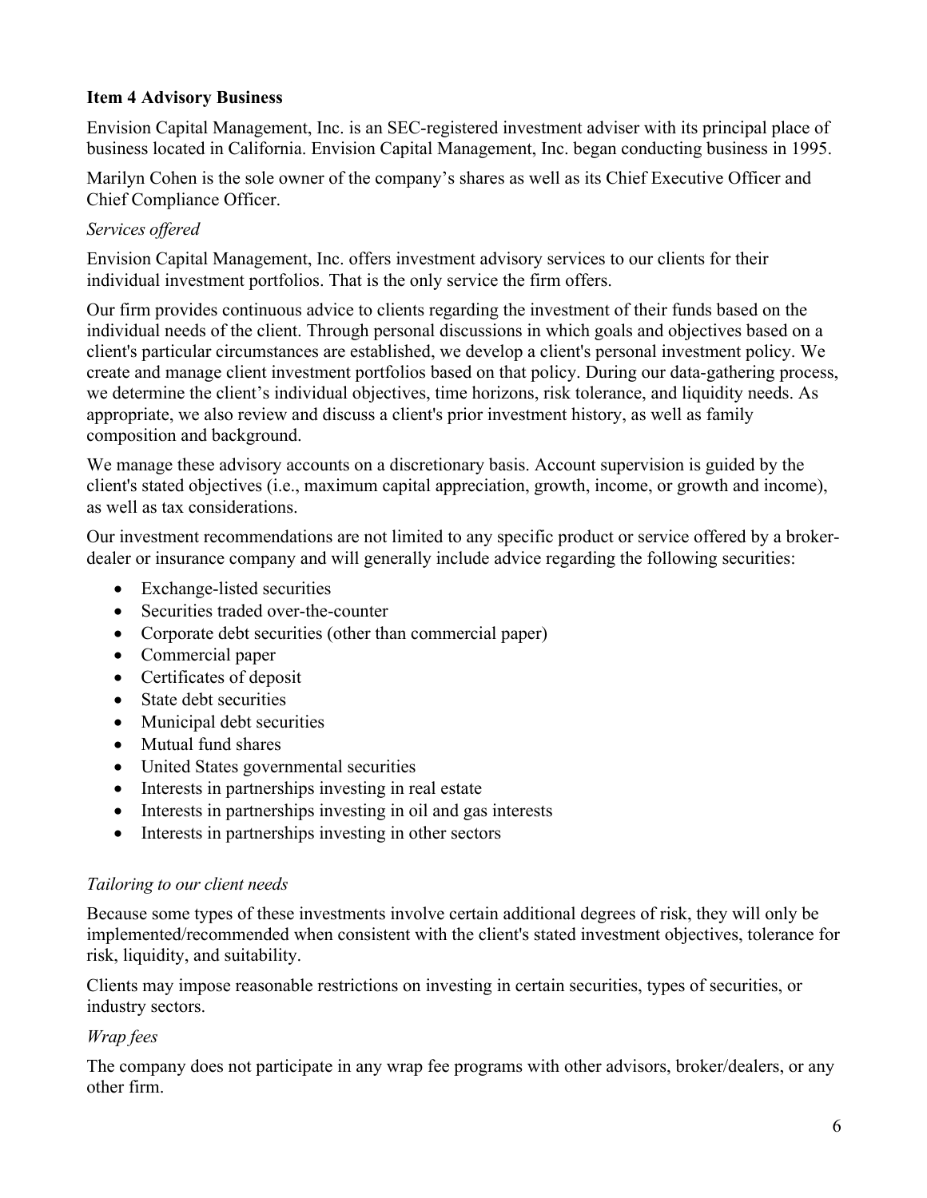## Item 4 Advisory Business

Envision Capital Management, Inc. is an SEC-registered investment adviser with its principal place of business located in California. Envision Capital Management, Inc. began conducting business in 1995.

Marilyn Cohen is the sole owner of the company's shares as well as its Chief Executive Officer and Chief Compliance Officer.

*Services offered*

Envision Capital Management, Inc. offers investment advisory services to our clients for their individual investment portfolios. That is the only service the firm offers.

Our firm provides continuous advice to clients regarding the investment of their funds based on the individual needs of the client. Through personal discussions in which goals and objectives based on a client's particular circumstances are established, we develop a client's personal investment policy. We create and manage client investment portfolios based on that policy. During our data-gathering process, we determine the client's individual objectives, time horizons, risk tolerance, and liquidity needs. As appropriate, we also review and discuss a client's prior investment history, as well as family composition and background.

We manage these advisory accounts on a discretionary basis. Account supervision is guided by the client's stated objectives (i.e., maximum capital appreciation, growth, income, or growth and income), as well as tax considerations.

Our investment recommendations are not limited to any specific product or service offered by a broker-dealer or insurance company and will generally include advice regarding the following securities:

- Exchange-listed securities
- Securities traded over-the-counter
- Corporate debt securities (other than commercial paper)
- Commercial paper
- Certificates of deposit
- State debt securities
- Municipal debt securities
- Mutual fund shares
- United States governmental securities
- Interests in partnerships investing in real estate
- Interests in partnerships investing in oil and gas interests
- Interests in partnerships investing in other sectors

*Tailoring to our client needs*

Because some types of these investments involve certain additional degrees of risk, they will only be implemented/recommended when consistent with the client's stated investment objectives, tolerance for risk, liquidity, and suitability.

Clients may impose reasonable restrictions on investing in certain securities, types of securities, or industry sectors.

*Wrap fees*

The company does not participate in any wrap fee programs with other advisors, broker/dealers, or any other firm.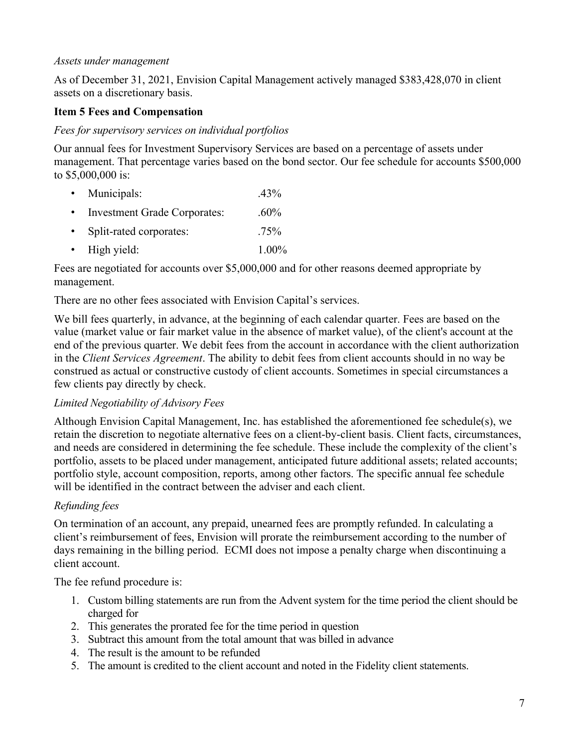*Assets under management*

As of December 31, 2021, Envision Capital Management actively managed $383,428,070 in client assets on a discretionary basis.

## Item 5 Fees and Compensation

*Fees for supervisory services on individual portfolios*

Our annual fees for Investment Supervisory Services are based on a percentage of assets under management. That percentage varies based on the bond sector. Our fee schedule for accounts $500,000 to $5,000,000 is:

- Municipals: .43%
- Investment Grade Corporates: .60%
- Split-rated corporates: .75%
- High yield: 1.00%

Fees are negotiated for accounts over $5,000,000 and for other reasons deemed appropriate by management.

There are no other fees associated with Envision Capital's services.

We bill fees quarterly, in advance, at the beginning of each calendar quarter. Fees are based on the value (market value or fair market value in the absence of market value), of the client's account at the end of the previous quarter. We debit fees from the account in accordance with the client authorization in the *Client Services Agreement*. The ability to debit fees from client accounts should in no way be construed as actual or constructive custody of client accounts. Sometimes in special circumstances a few clients pay directly by check.

*Limited Negotiability of Advisory Fees*

Although Envision Capital Management, Inc. has established the aforementioned fee schedule(s), we retain the discretion to negotiate alternative fees on a client-by-client basis. Client facts, circumstances, and needs are considered in determining the fee schedule. These include the complexity of the client's portfolio, assets to be placed under management, anticipated future additional assets; related accounts; portfolio style, account composition, reports, among other factors. The specific annual fee schedule will be identified in the contract between the adviser and each client.

*Refunding fees*

On termination of an account, any prepaid, unearned fees are promptly refunded. In calculating a client's reimbursement of fees, Envision will prorate the reimbursement according to the number of days remaining in the billing period. ECMI does not impose a penalty charge when discontinuing a client account.

The fee refund procedure is:

1. Custom billing statements are run from the Advent system for the time period the client should be charged for
2. This generates the prorated fee for the time period in question
3. Subtract this amount from the total amount that was billed in advance
4. The result is the amount to be refunded
5. The amount is credited to the client account and noted in the Fidelity client statements.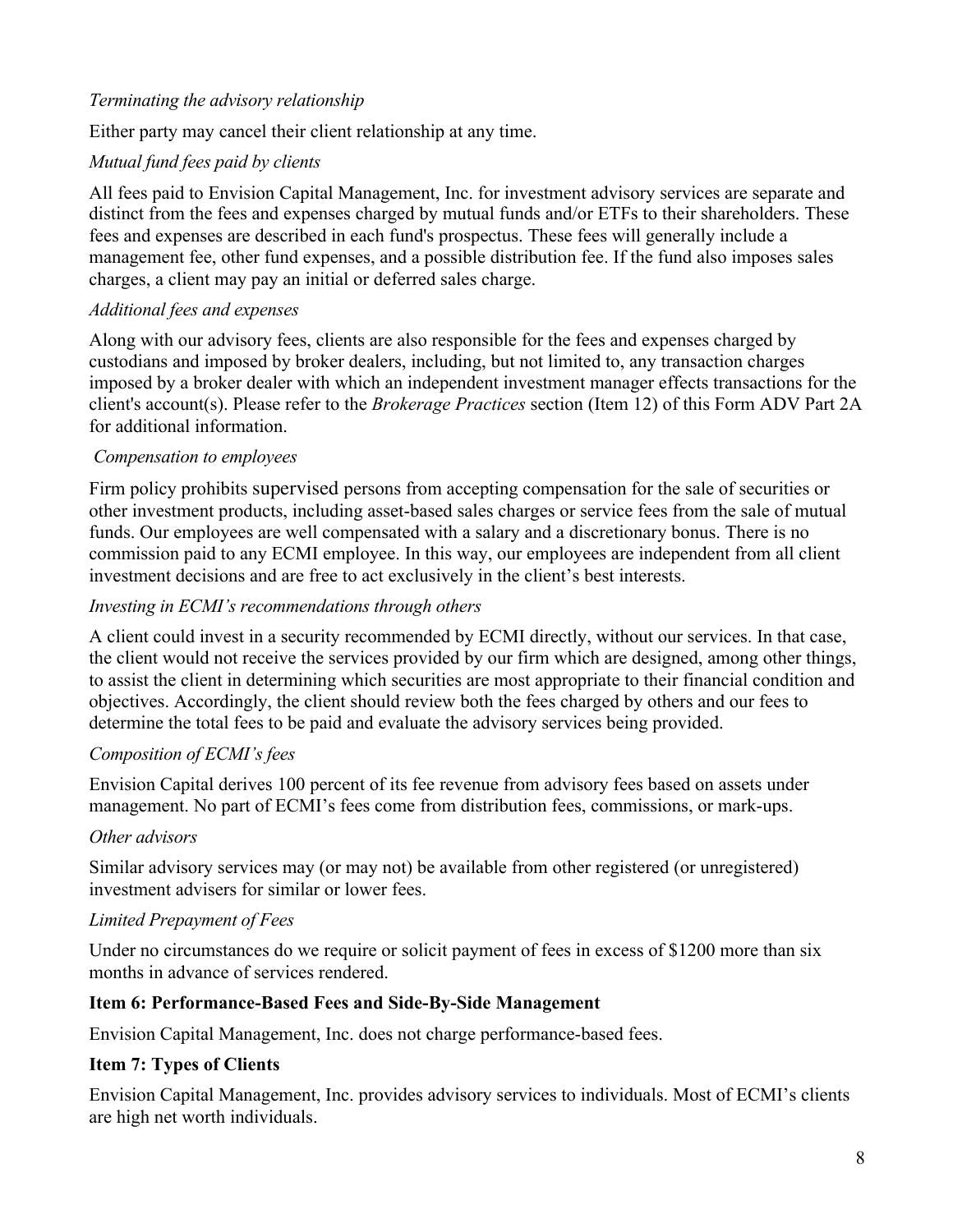*Terminating the advisory relationship*

Either party may cancel their client relationship at any time.

*Mutual fund fees paid by clients*

All fees paid to Envision Capital Management, Inc. for investment advisory services are separate and distinct from the fees and expenses charged by mutual funds and/or ETFs to their shareholders. These fees and expenses are described in each fund's prospectus. These fees will generally include a management fee, other fund expenses, and a possible distribution fee. If the fund also imposes sales charges, a client may pay an initial or deferred sales charge.

*Additional fees and expenses*

Along with our advisory fees, clients are also responsible for the fees and expenses charged by custodians and imposed by broker dealers, including, but not limited to, any transaction charges imposed by a broker dealer with which an independent investment manager effects transactions for the client's account(s). Please refer to the *Brokerage Practices* section (Item 12) of this Form ADV Part 2A for additional information.

*Compensation to employees*

Firm policy prohibits supervised persons from accepting compensation for the sale of securities or other investment products, including asset-based sales charges or service fees from the sale of mutual funds. Our employees are well compensated with a salary and a discretionary bonus. There is no commission paid to any ECMI employee. In this way, our employees are independent from all client investment decisions and are free to act exclusively in the client's best interests.

*Investing in ECMI's recommendations through others*

A client could invest in a security recommended by ECMI directly, without our services. In that case, the client would not receive the services provided by our firm which are designed, among other things, to assist the client in determining which securities are most appropriate to their financial condition and objectives. Accordingly, the client should review both the fees charged by others and our fees to determine the total fees to be paid and evaluate the advisory services being provided.

*Composition of ECMI's fees*

Envision Capital derives 100 percent of its fee revenue from advisory fees based on assets under management. No part of ECMI's fees come from distribution fees, commissions, or mark-ups.

*Other advisors*

Similar advisory services may (or may not) be available from other registered (or unregistered) investment advisers for similar or lower fees.

*Limited Prepayment of Fees*

Under no circumstances do we require or solicit payment of fees in excess of $1200 more than six months in advance of services rendered.

**Item 6: Performance-Based Fees and Side-By-Side Management**

Envision Capital Management, Inc. does not charge performance-based fees.

**Item 7: Types of Clients**

Envision Capital Management, Inc. provides advisory services to individuals. Most of ECMI's clients are high net worth individuals.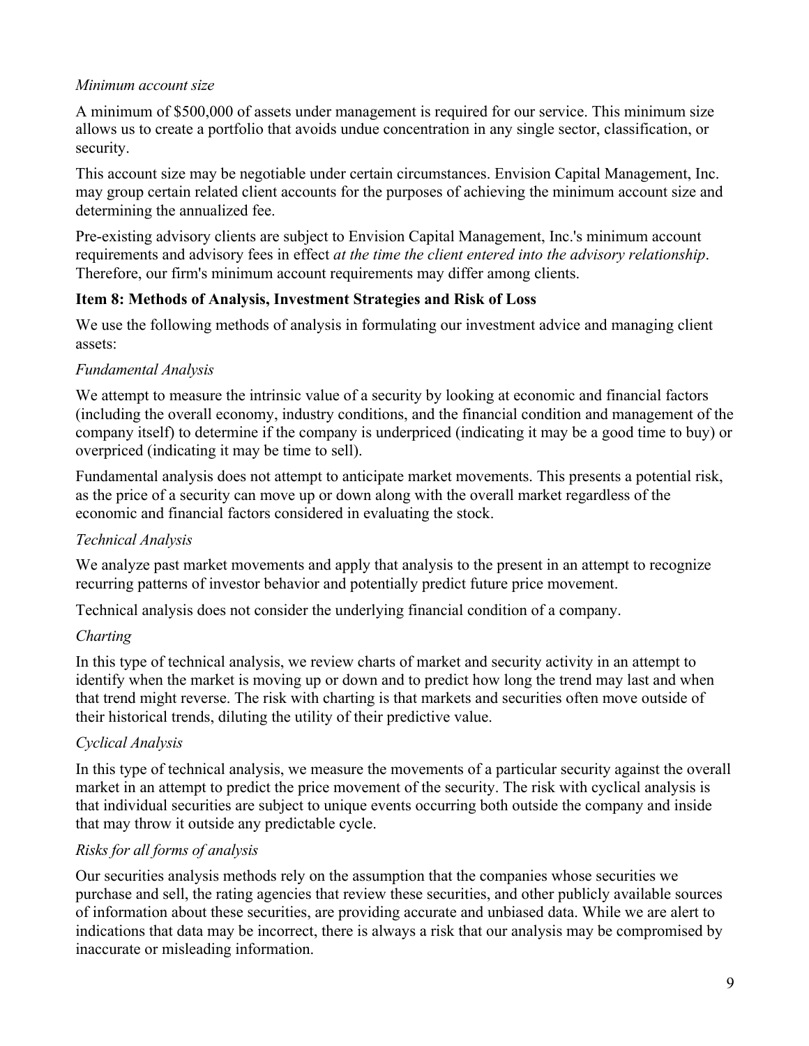*Minimum account size*

A minimum of $500,000 of assets under management is required for our service. This minimum size allows us to create a portfolio that avoids undue concentration in any single sector, classification, or security.

This account size may be negotiable under certain circumstances. Envision Capital Management, Inc. may group certain related client accounts for the purposes of achieving the minimum account size and determining the annualized fee.

Pre-existing advisory clients are subject to Envision Capital Management, Inc.'s minimum account requirements and advisory fees in effect *at the time the client entered into the advisory relationship*. Therefore, our firm's minimum account requirements may differ among clients.

## Item 8: Methods of Analysis, Investment Strategies and Risk of Loss

We use the following methods of analysis in formulating our investment advice and managing client assets:

*Fundamental Analysis*

We attempt to measure the intrinsic value of a security by looking at economic and financial factors (including the overall economy, industry conditions, and the financial condition and management of the company itself) to determine if the company is underpriced (indicating it may be a good time to buy) or overpriced (indicating it may be time to sell).

Fundamental analysis does not attempt to anticipate market movements. This presents a potential risk, as the price of a security can move up or down along with the overall market regardless of the economic and financial factors considered in evaluating the stock.

*Technical Analysis*

We analyze past market movements and apply that analysis to the present in an attempt to recognize recurring patterns of investor behavior and potentially predict future price movement.

Technical analysis does not consider the underlying financial condition of a company.

*Charting*

In this type of technical analysis, we review charts of market and security activity in an attempt to identify when the market is moving up or down and to predict how long the trend may last and when that trend might reverse. The risk with charting is that markets and securities often move outside of their historical trends, diluting the utility of their predictive value.

*Cyclical Analysis*

In this type of technical analysis, we measure the movements of a particular security against the overall market in an attempt to predict the price movement of the security. The risk with cyclical analysis is that individual securities are subject to unique events occurring both outside the company and inside that may throw it outside any predictable cycle.

*Risks for all forms of analysis*

Our securities analysis methods rely on the assumption that the companies whose securities we purchase and sell, the rating agencies that review these securities, and other publicly available sources of information about these securities, are providing accurate and unbiased data. While we are alert to indications that data may be incorrect, there is always a risk that our analysis may be compromised by inaccurate or misleading information.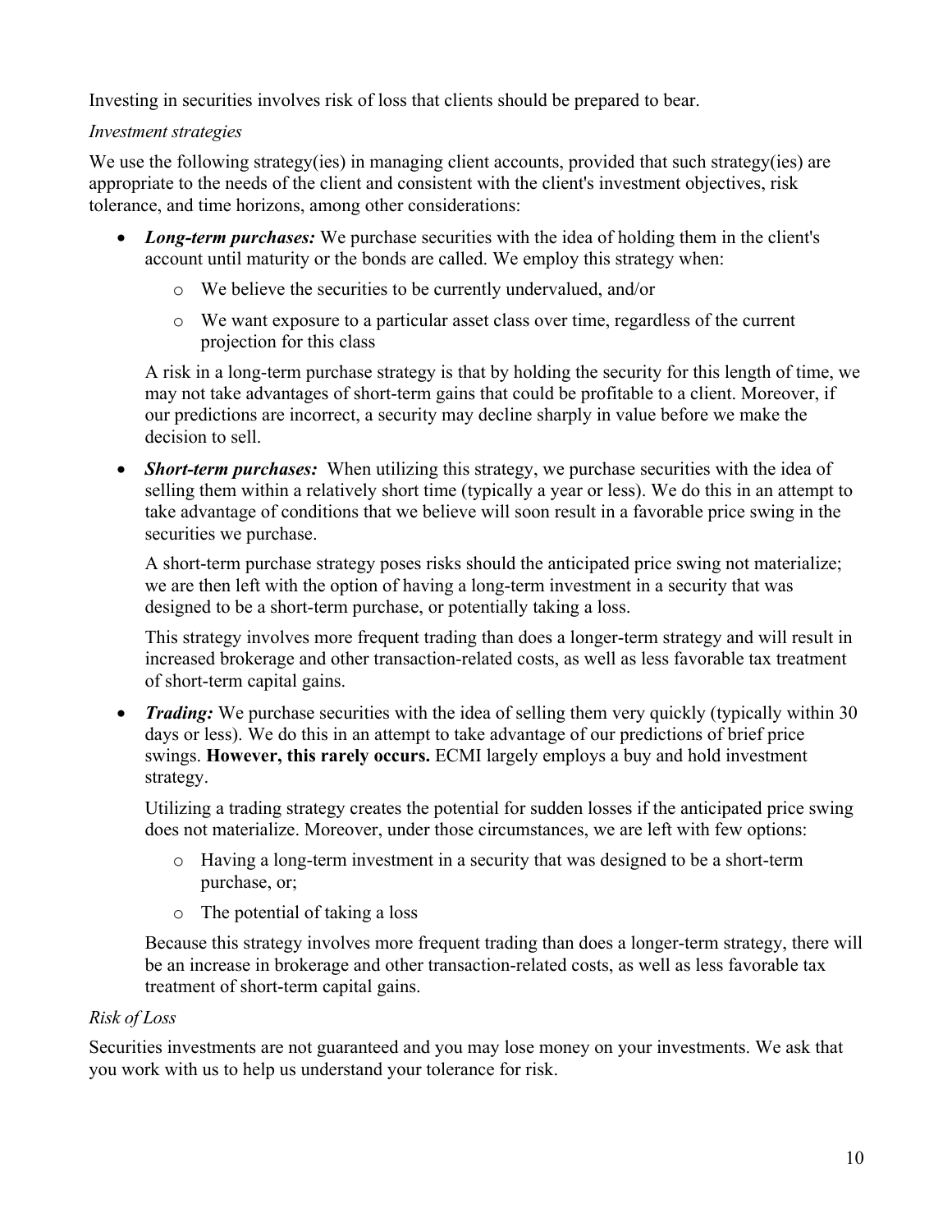Investing in securities involves risk of loss that clients should be prepared to bear.

*Investment strategies*

We use the following strategy(ies) in managing client accounts, provided that such strategy(ies) are appropriate to the needs of the client and consistent with the client's investment objectives, risk tolerance, and time horizons, among other considerations:

- ***Long-term purchases:*** We purchase securities with the idea of holding them in the client's account until maturity or the bonds are called. We employ this strategy when:
    - We believe the securities to be currently undervalued, and/or
    - We want exposure to a particular asset class over time, regardless of the current projection for this class

  A risk in a long-term purchase strategy is that by holding the security for this length of time, we may not take advantages of short-term gains that could be profitable to a client. Moreover, if our predictions are incorrect, a security may decline sharply in value before we make the decision to sell.

- ***Short-term purchases:*** When utilizing this strategy, we purchase securities with the idea of selling them within a relatively short time (typically a year or less). We do this in an attempt to take advantage of conditions that we believe will soon result in a favorable price swing in the securities we purchase.

  A short-term purchase strategy poses risks should the anticipated price swing not materialize; we are then left with the option of having a long-term investment in a security that was designed to be a short-term purchase, or potentially taking a loss.

  This strategy involves more frequent trading than does a longer-term strategy and will result in increased brokerage and other transaction-related costs, as well as less favorable tax treatment of short-term capital gains.

- ***Trading:*** We purchase securities with the idea of selling them very quickly (typically within 30 days or less). We do this in an attempt to take advantage of our predictions of brief price swings. **However, this rarely occurs.** ECMI largely employs a buy and hold investment strategy.

  Utilizing a trading strategy creates the potential for sudden losses if the anticipated price swing does not materialize. Moreover, under those circumstances, we are left with few options:
    - Having a long-term investment in a security that was designed to be a short-term purchase, or;
    - The potential of taking a loss

  Because this strategy involves more frequent trading than does a longer-term strategy, there will be an increase in brokerage and other transaction-related costs, as well as less favorable tax treatment of short-term capital gains.

*Risk of Loss*

Securities investments are not guaranteed and you may lose money on your investments. We ask that you work with us to help us understand your tolerance for risk.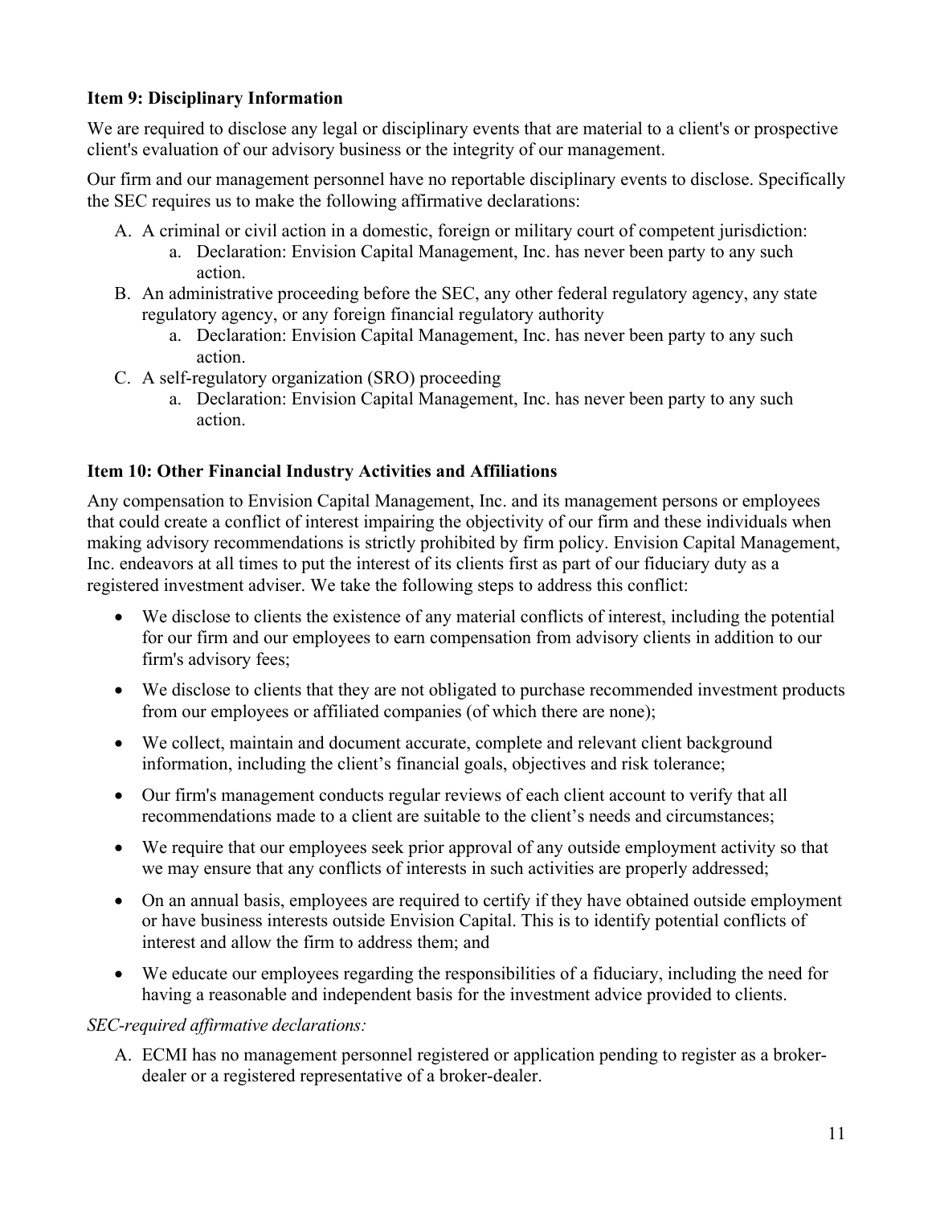### Item 9: Disciplinary Information

We are required to disclose any legal or disciplinary events that are material to a client's or prospective client's evaluation of our advisory business or the integrity of our management.

Our firm and our management personnel have no reportable disciplinary events to disclose. Specifically the SEC requires us to make the following affirmative declarations:

A. A criminal or civil action in a domestic, foreign or military court of competent jurisdiction:
    a. Declaration: Envision Capital Management, Inc. has never been party to any such action.
B. An administrative proceeding before the SEC, any other federal regulatory agency, any state regulatory agency, or any foreign financial regulatory authority
    a. Declaration: Envision Capital Management, Inc. has never been party to any such action.
C. A self-regulatory organization (SRO) proceeding
    a. Declaration: Envision Capital Management, Inc. has never been party to any such action.

### Item 10: Other Financial Industry Activities and Affiliations

Any compensation to Envision Capital Management, Inc. and its management persons or employees that could create a conflict of interest impairing the objectivity of our firm and these individuals when making advisory recommendations is strictly prohibited by firm policy. Envision Capital Management, Inc. endeavors at all times to put the interest of its clients first as part of our fiduciary duty as a registered investment adviser. We take the following steps to address this conflict:

- We disclose to clients the existence of any material conflicts of interest, including the potential for our firm and our employees to earn compensation from advisory clients in addition to our firm's advisory fees;
- We disclose to clients that they are not obligated to purchase recommended investment products from our employees or affiliated companies (of which there are none);
- We collect, maintain and document accurate, complete and relevant client background information, including the client's financial goals, objectives and risk tolerance;
- Our firm's management conducts regular reviews of each client account to verify that all recommendations made to a client are suitable to the client's needs and circumstances;
- We require that our employees seek prior approval of any outside employment activity so that we may ensure that any conflicts of interests in such activities are properly addressed;
- On an annual basis, employees are required to certify if they have obtained outside employment or have business interests outside Envision Capital. This is to identify potential conflicts of interest and allow the firm to address them; and
- We educate our employees regarding the responsibilities of a fiduciary, including the need for having a reasonable and independent basis for the investment advice provided to clients.

*SEC-required affirmative declarations:*

A. ECMI has no management personnel registered or application pending to register as a broker-dealer or a registered representative of a broker-dealer.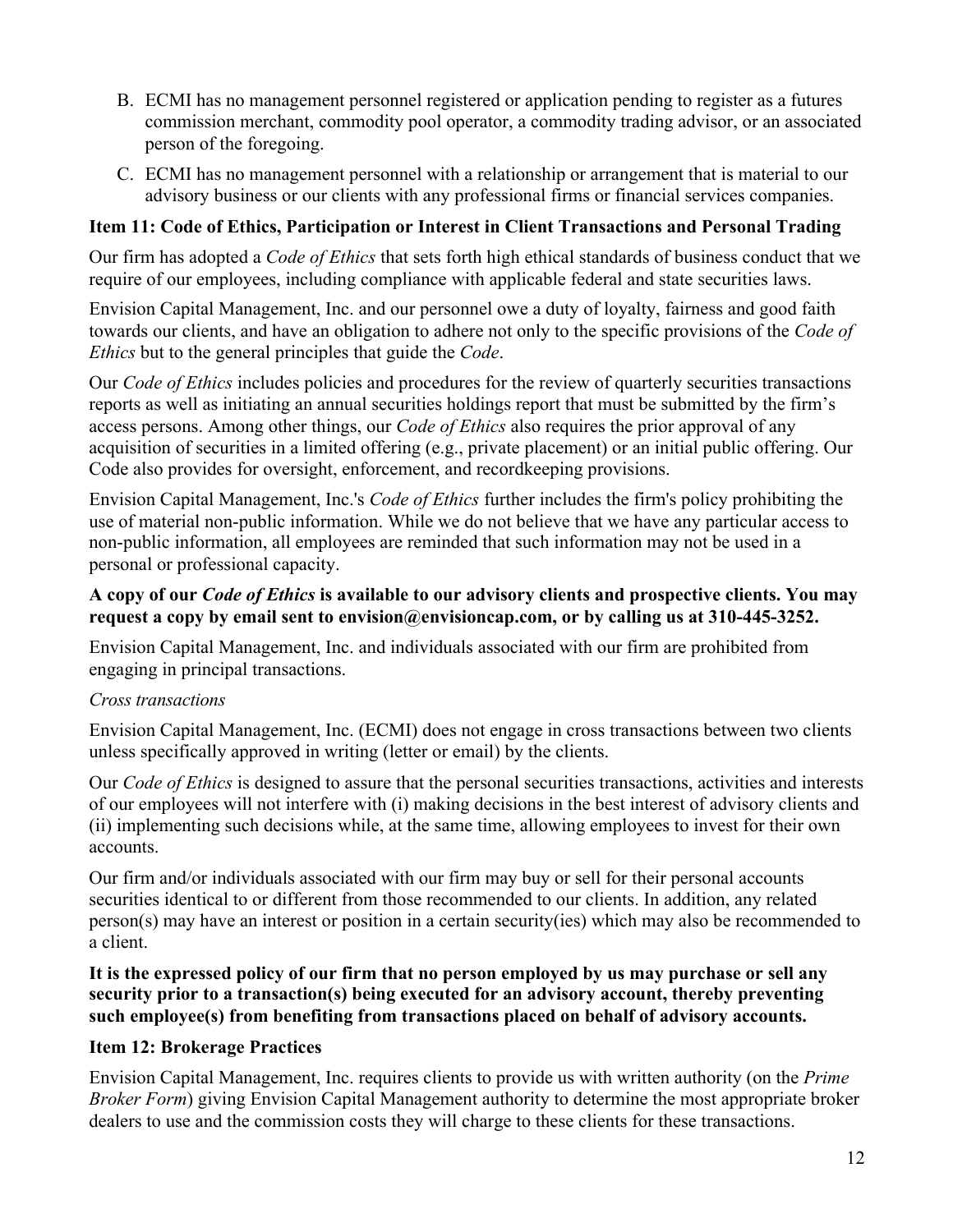B. ECMI has no management personnel registered or application pending to register as a futures commission merchant, commodity pool operator, a commodity trading advisor, or an associated person of the foregoing.

C. ECMI has no management personnel with a relationship or arrangement that is material to our advisory business or our clients with any professional firms or financial services companies.

## Item 11: Code of Ethics, Participation or Interest in Client Transactions and Personal Trading

Our firm has adopted a *Code of Ethics* that sets forth high ethical standards of business conduct that we require of our employees, including compliance with applicable federal and state securities laws.

Envision Capital Management, Inc. and our personnel owe a duty of loyalty, fairness and good faith towards our clients, and have an obligation to adhere not only to the specific provisions of the *Code of Ethics* but to the general principles that guide the *Code*.

Our *Code of Ethics* includes policies and procedures for the review of quarterly securities transactions reports as well as initiating an annual securities holdings report that must be submitted by the firm's access persons. Among other things, our *Code of Ethics* also requires the prior approval of any acquisition of securities in a limited offering (e.g., private placement) or an initial public offering. Our Code also provides for oversight, enforcement, and recordkeeping provisions.

Envision Capital Management, Inc.'s *Code of Ethics* further includes the firm's policy prohibiting the use of material non-public information. While we do not believe that we have any particular access to non-public information, all employees are reminded that such information may not be used in a personal or professional capacity.

**A copy of our *Code of Ethics* is available to our advisory clients and prospective clients. You may request a copy by email sent to envision@envisioncap.com, or by calling us at 310-445-3252.**

Envision Capital Management, Inc. and individuals associated with our firm are prohibited from engaging in principal transactions.

*Cross transactions*

Envision Capital Management, Inc. (ECMI) does not engage in cross transactions between two clients unless specifically approved in writing (letter or email) by the clients.

Our *Code of Ethics* is designed to assure that the personal securities transactions, activities and interests of our employees will not interfere with (i) making decisions in the best interest of advisory clients and (ii) implementing such decisions while, at the same time, allowing employees to invest for their own accounts.

Our firm and/or individuals associated with our firm may buy or sell for their personal accounts securities identical to or different from those recommended to our clients. In addition, any related person(s) may have an interest or position in a certain security(ies) which may also be recommended to a client.

**It is the expressed policy of our firm that no person employed by us may purchase or sell any security prior to a transaction(s) being executed for an advisory account, thereby preventing such employee(s) from benefiting from transactions placed on behalf of advisory accounts.**

## Item 12: Brokerage Practices

Envision Capital Management, Inc. requires clients to provide us with written authority (on the *Prime Broker Form*) giving Envision Capital Management authority to determine the most appropriate broker dealers to use and the commission costs they will charge to these clients for these transactions.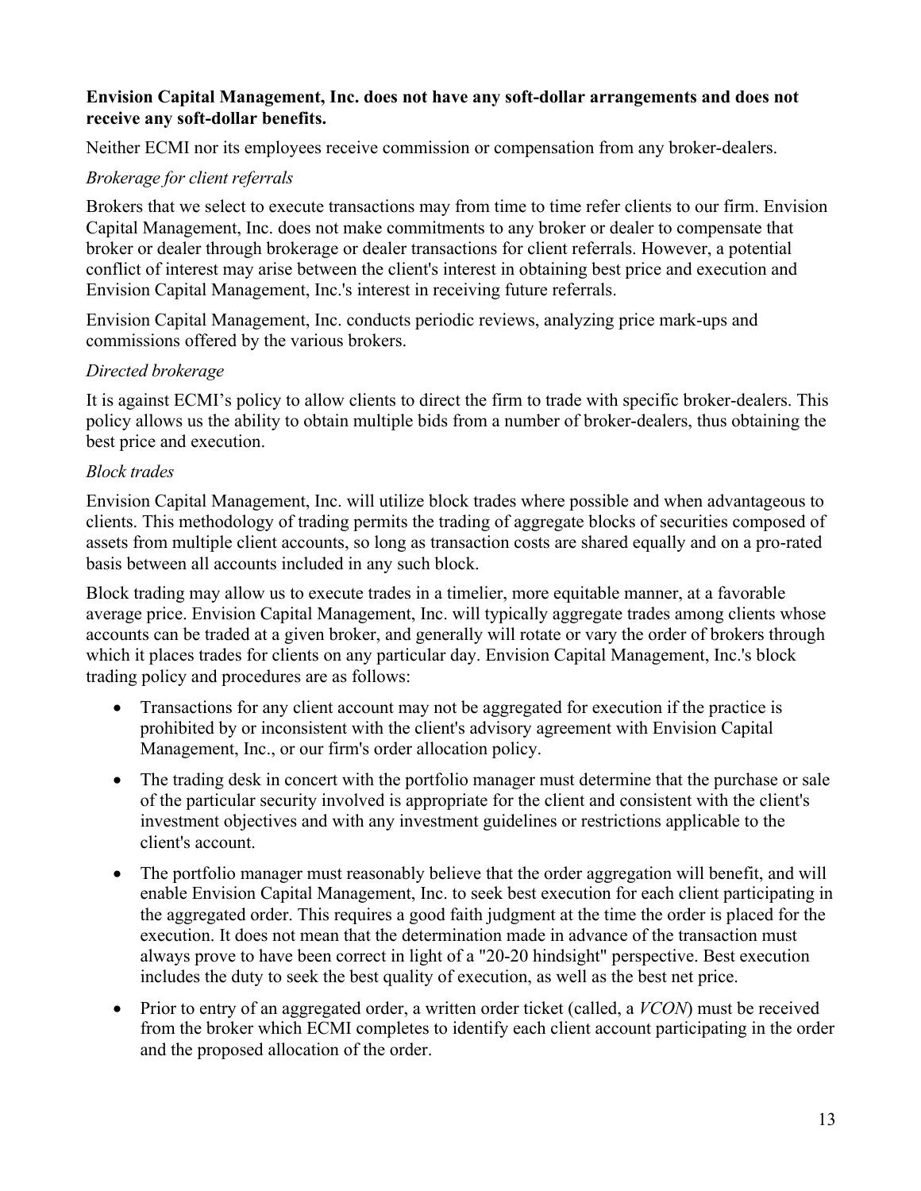**Envision Capital Management, Inc. does not have any soft-dollar arrangements and does not receive any soft-dollar benefits.**

Neither ECMI nor its employees receive commission or compensation from any broker-dealers.

*Brokerage for client referrals*

Brokers that we select to execute transactions may from time to time refer clients to our firm. Envision Capital Management, Inc. does not make commitments to any broker or dealer to compensate that broker or dealer through brokerage or dealer transactions for client referrals. However, a potential conflict of interest may arise between the client's interest in obtaining best price and execution and Envision Capital Management, Inc.'s interest in receiving future referrals.

Envision Capital Management, Inc. conducts periodic reviews, analyzing price mark-ups and commissions offered by the various brokers.

*Directed brokerage*

It is against ECMI's policy to allow clients to direct the firm to trade with specific broker-dealers. This policy allows us the ability to obtain multiple bids from a number of broker-dealers, thus obtaining the best price and execution.

*Block trades*

Envision Capital Management, Inc. will utilize block trades where possible and when advantageous to clients. This methodology of trading permits the trading of aggregate blocks of securities composed of assets from multiple client accounts, so long as transaction costs are shared equally and on a pro-rated basis between all accounts included in any such block.

Block trading may allow us to execute trades in a timelier, more equitable manner, at a favorable average price. Envision Capital Management, Inc. will typically aggregate trades among clients whose accounts can be traded at a given broker, and generally will rotate or vary the order of brokers through which it places trades for clients on any particular day. Envision Capital Management, Inc.'s block trading policy and procedures are as follows:

- Transactions for any client account may not be aggregated for execution if the practice is prohibited by or inconsistent with the client's advisory agreement with Envision Capital Management, Inc., or our firm's order allocation policy.
- The trading desk in concert with the portfolio manager must determine that the purchase or sale of the particular security involved is appropriate for the client and consistent with the client's investment objectives and with any investment guidelines or restrictions applicable to the client's account.
- The portfolio manager must reasonably believe that the order aggregation will benefit, and will enable Envision Capital Management, Inc. to seek best execution for each client participating in the aggregated order. This requires a good faith judgment at the time the order is placed for the execution. It does not mean that the determination made in advance of the transaction must always prove to have been correct in light of a "20-20 hindsight" perspective. Best execution includes the duty to seek the best quality of execution, as well as the best net price.
- Prior to entry of an aggregated order, a written order ticket (called, a *VCON*) must be received from the broker which ECMI completes to identify each client account participating in the order and the proposed allocation of the order.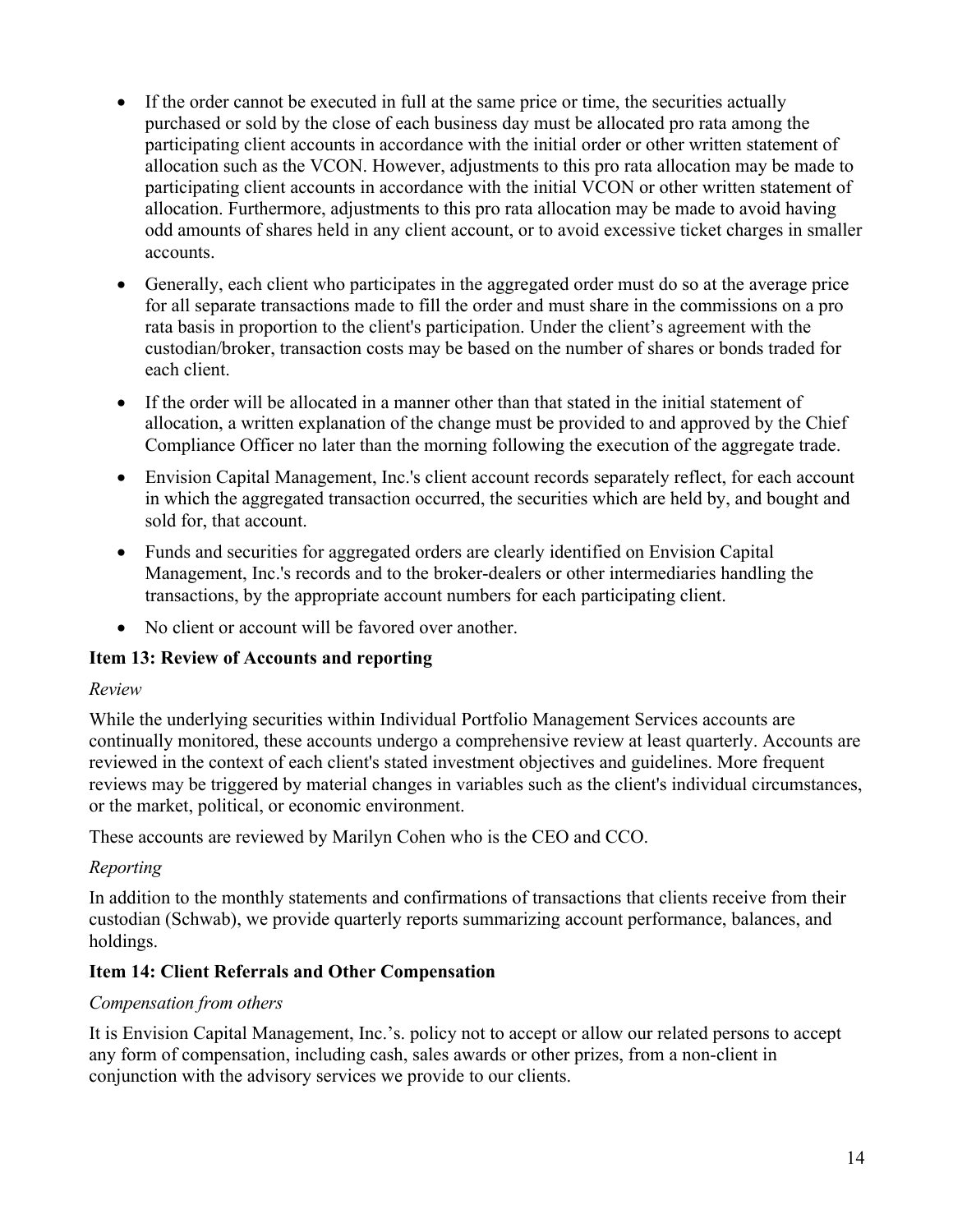- If the order cannot be executed in full at the same price or time, the securities actually purchased or sold by the close of each business day must be allocated pro rata among the participating client accounts in accordance with the initial order or other written statement of allocation such as the VCON. However, adjustments to this pro rata allocation may be made to participating client accounts in accordance with the initial VCON or other written statement of allocation. Furthermore, adjustments to this pro rata allocation may be made to avoid having odd amounts of shares held in any client account, or to avoid excessive ticket charges in smaller accounts.
- Generally, each client who participates in the aggregated order must do so at the average price for all separate transactions made to fill the order and must share in the commissions on a pro rata basis in proportion to the client's participation. Under the client's agreement with the custodian/broker, transaction costs may be based on the number of shares or bonds traded for each client.
- If the order will be allocated in a manner other than that stated in the initial statement of allocation, a written explanation of the change must be provided to and approved by the Chief Compliance Officer no later than the morning following the execution of the aggregate trade.
- Envision Capital Management, Inc.'s client account records separately reflect, for each account in which the aggregated transaction occurred, the securities which are held by, and bought and sold for, that account.
- Funds and securities for aggregated orders are clearly identified on Envision Capital Management, Inc.'s records and to the broker-dealers or other intermediaries handling the transactions, by the appropriate account numbers for each participating client.
- No client or account will be favored over another.

**Item 13: Review of Accounts and reporting**

*Review*

While the underlying securities within Individual Portfolio Management Services accounts are continually monitored, these accounts undergo a comprehensive review at least quarterly. Accounts are reviewed in the context of each client's stated investment objectives and guidelines. More frequent reviews may be triggered by material changes in variables such as the client's individual circumstances, or the market, political, or economic environment.

These accounts are reviewed by Marilyn Cohen who is the CEO and CCO.

*Reporting*

In addition to the monthly statements and confirmations of transactions that clients receive from their custodian (Schwab), we provide quarterly reports summarizing account performance, balances, and holdings.

**Item 14: Client Referrals and Other Compensation**

*Compensation from others*

It is Envision Capital Management, Inc.'s. policy not to accept or allow our related persons to accept any form of compensation, including cash, sales awards or other prizes, from a non-client in conjunction with the advisory services we provide to our clients.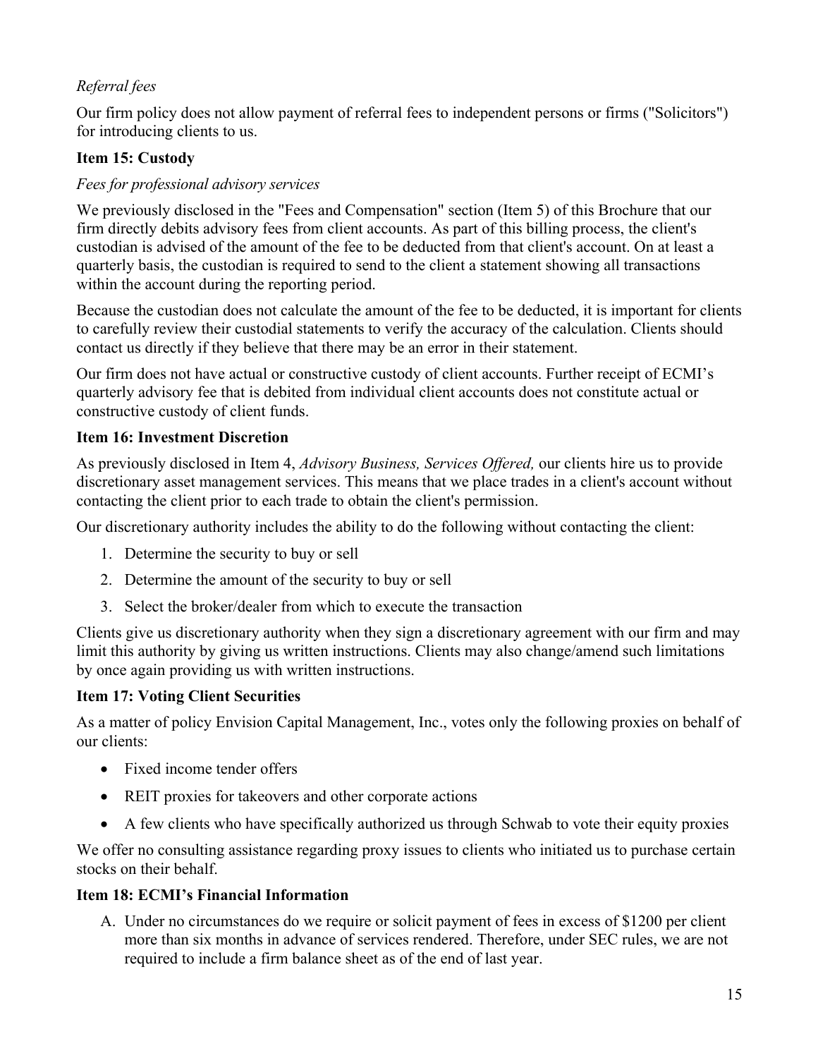*Referral fees*

Our firm policy does not allow payment of referral fees to independent persons or firms ("Solicitors") for introducing clients to us.

## Item 15: Custody

*Fees for professional advisory services*

We previously disclosed in the "Fees and Compensation" section (Item 5) of this Brochure that our firm directly debits advisory fees from client accounts. As part of this billing process, the client's custodian is advised of the amount of the fee to be deducted from that client's account. On at least a quarterly basis, the custodian is required to send to the client a statement showing all transactions within the account during the reporting period.

Because the custodian does not calculate the amount of the fee to be deducted, it is important for clients to carefully review their custodial statements to verify the accuracy of the calculation. Clients should contact us directly if they believe that there may be an error in their statement.

Our firm does not have actual or constructive custody of client accounts. Further receipt of ECMI's quarterly advisory fee that is debited from individual client accounts does not constitute actual or constructive custody of client funds.

## Item 16: Investment Discretion

As previously disclosed in Item 4, *Advisory Business, Services Offered,* our clients hire us to provide discretionary asset management services. This means that we place trades in a client's account without contacting the client prior to each trade to obtain the client's permission.

Our discretionary authority includes the ability to do the following without contacting the client:

1. Determine the security to buy or sell
2. Determine the amount of the security to buy or sell
3. Select the broker/dealer from which to execute the transaction

Clients give us discretionary authority when they sign a discretionary agreement with our firm and may limit this authority by giving us written instructions. Clients may also change/amend such limitations by once again providing us with written instructions.

## Item 17: Voting Client Securities

As a matter of policy Envision Capital Management, Inc., votes only the following proxies on behalf of our clients:

- Fixed income tender offers
- REIT proxies for takeovers and other corporate actions
- A few clients who have specifically authorized us through Schwab to vote their equity proxies

We offer no consulting assistance regarding proxy issues to clients who initiated us to purchase certain stocks on their behalf.

## Item 18: ECMI's Financial Information

A. Under no circumstances do we require or solicit payment of fees in excess of $1200 per client more than six months in advance of services rendered. Therefore, under SEC rules, we are not required to include a firm balance sheet as of the end of last year.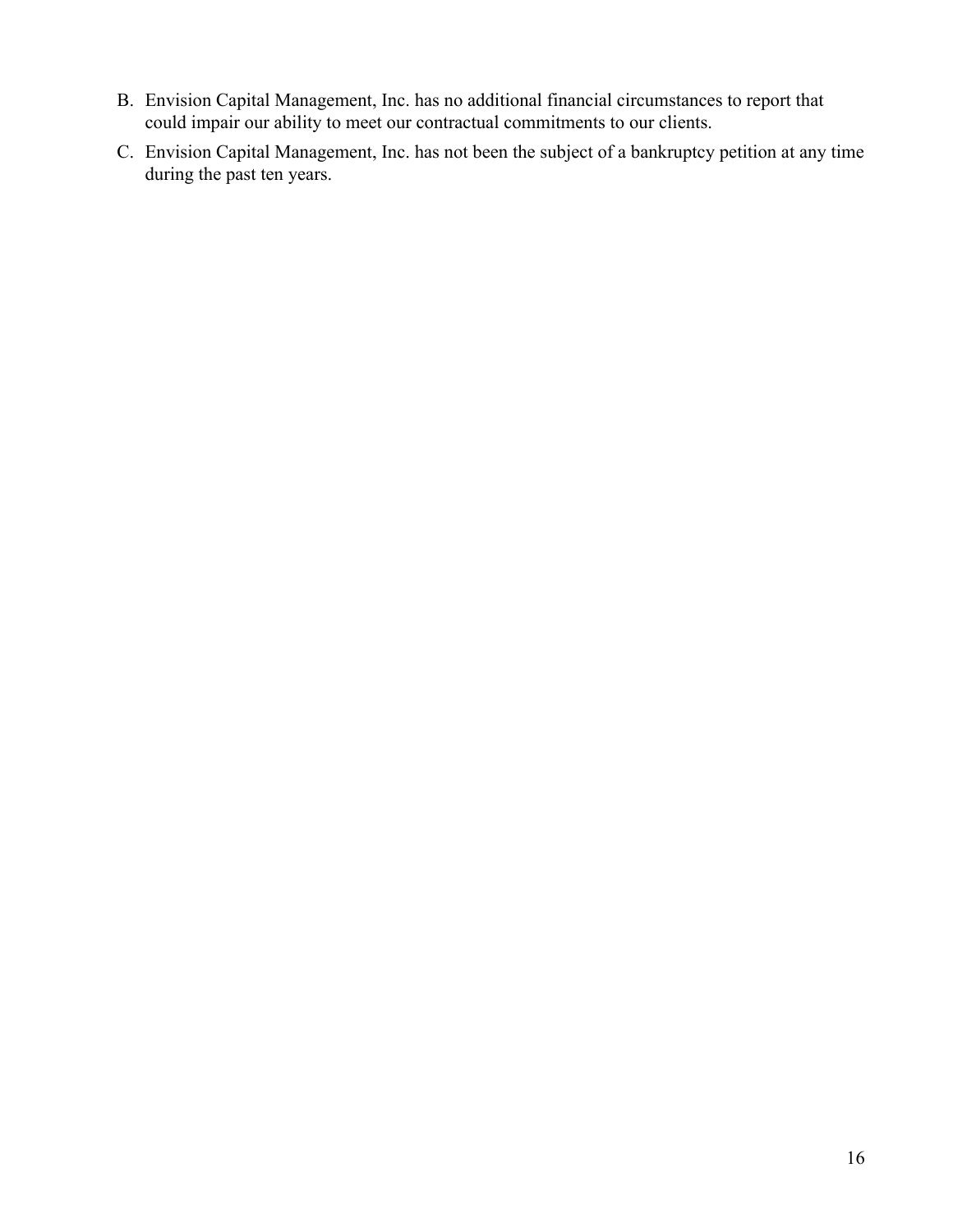B. Envision Capital Management, Inc. has no additional financial circumstances to report that could impair our ability to meet our contractual commitments to our clients.

C. Envision Capital Management, Inc. has not been the subject of a bankruptcy petition at any time during the past ten years.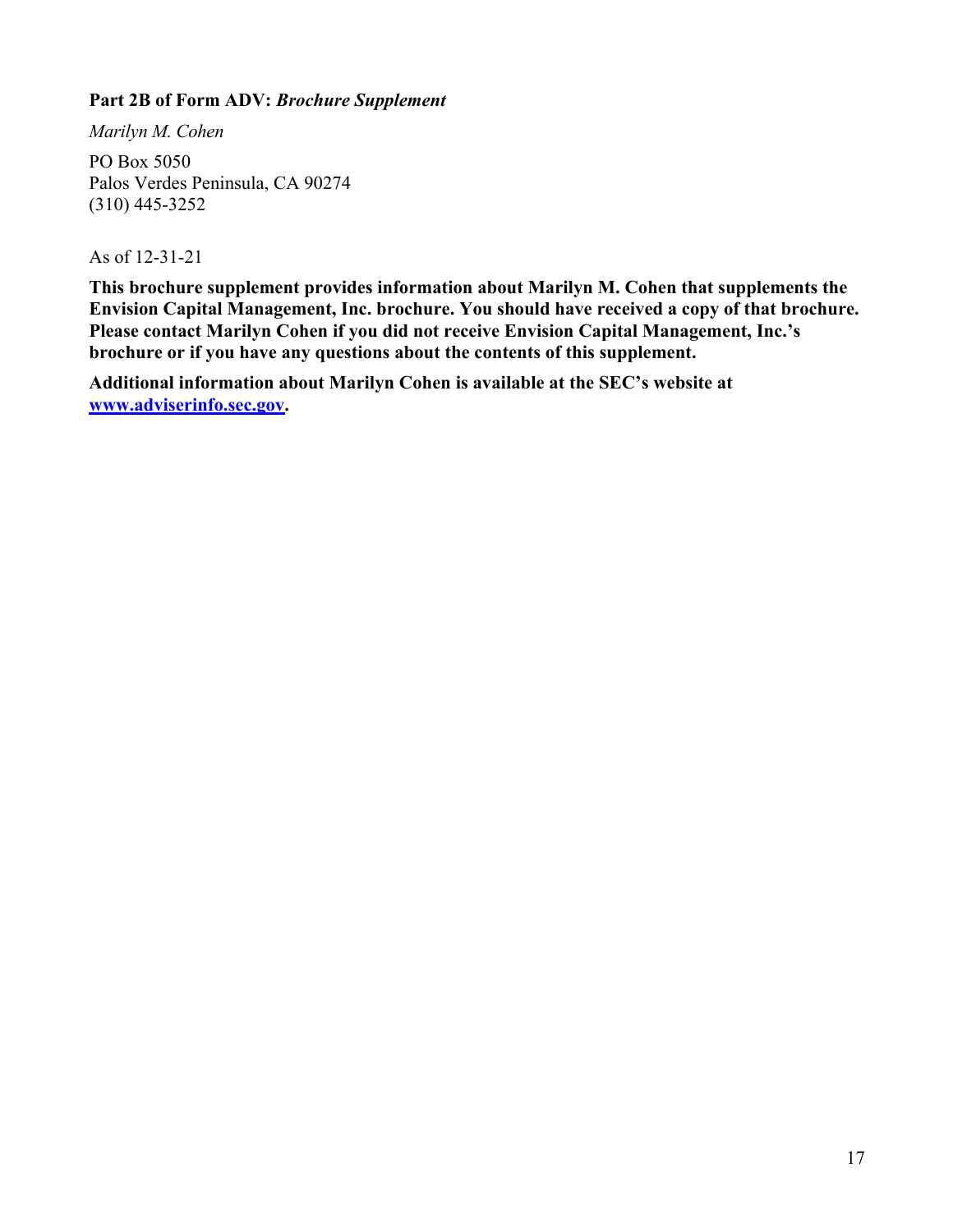**Part 2B of Form ADV: *Brochure Supplement***

*Marilyn M. Cohen*

PO Box 5050
Palos Verdes Peninsula, CA 90274
(310) 445-3252

As of 12-31-21

**This brochure supplement provides information about Marilyn M. Cohen that supplements the Envision Capital Management, Inc. brochure. You should have received a copy of that brochure. Please contact Marilyn Cohen if you did not receive Envision Capital Management, Inc.'s brochure or if you have any questions about the contents of this supplement.**

**Additional information about Marilyn Cohen is available at the SEC's website at [www.adviserinfo.sec.gov](http://www.adviserinfo.sec.gov).**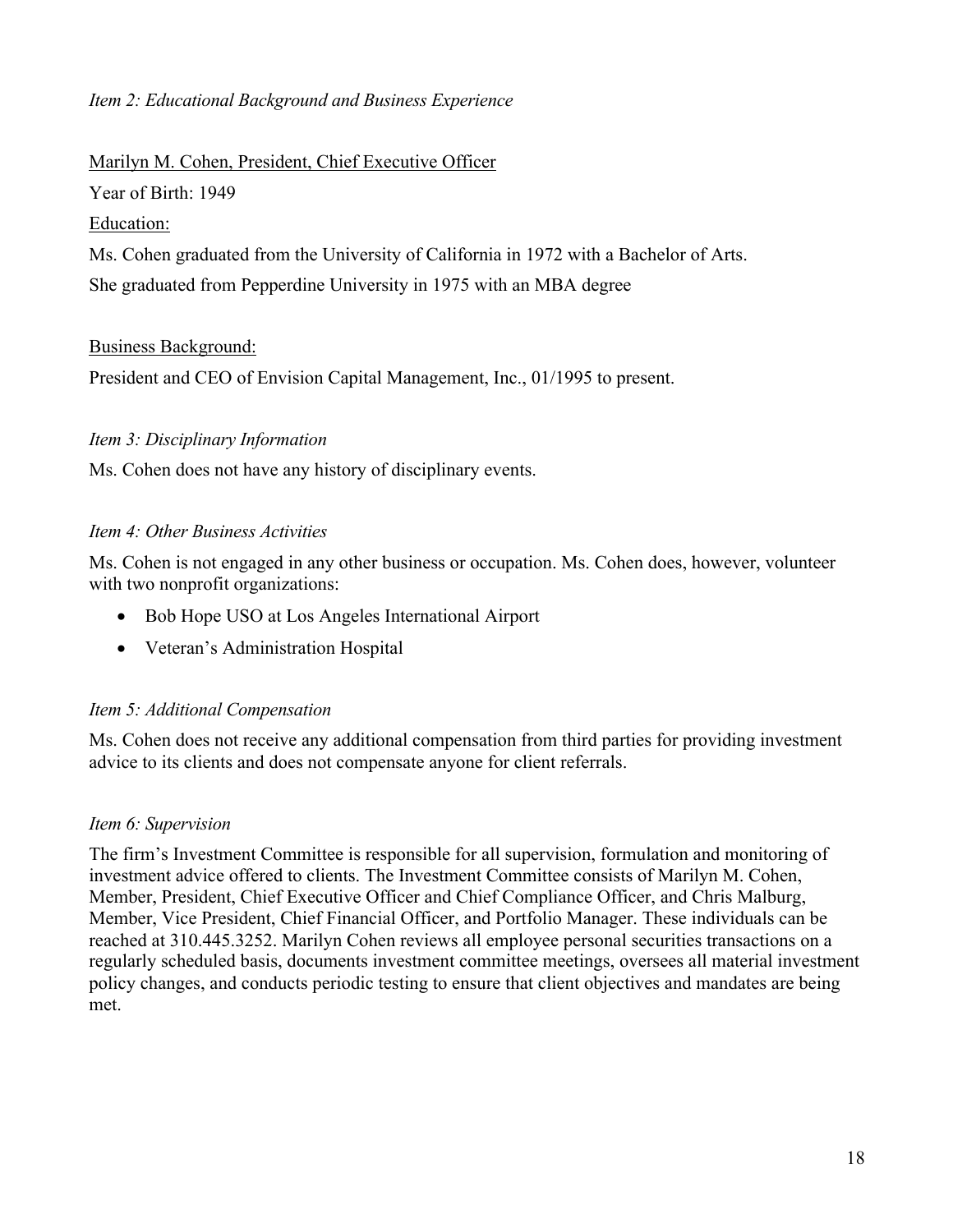*Item 2: Educational Background and Business Experience*

Marilyn M. Cohen, President, Chief Executive Officer

Year of Birth: 1949

Education:

Ms. Cohen graduated from the University of California in 1972 with a Bachelor of Arts.

She graduated from Pepperdine University in 1975 with an MBA degree

Business Background:

President and CEO of Envision Capital Management, Inc., 01/1995 to present.

*Item 3: Disciplinary Information*

Ms. Cohen does not have any history of disciplinary events.

*Item 4: Other Business Activities*

Ms. Cohen is not engaged in any other business or occupation. Ms. Cohen does, however, volunteer with two nonprofit organizations:

- Bob Hope USO at Los Angeles International Airport
- Veteran's Administration Hospital

*Item 5: Additional Compensation*

Ms. Cohen does not receive any additional compensation from third parties for providing investment advice to its clients and does not compensate anyone for client referrals.

*Item 6: Supervision*

The firm's Investment Committee is responsible for all supervision, formulation and monitoring of investment advice offered to clients. The Investment Committee consists of Marilyn M. Cohen, Member, President, Chief Executive Officer and Chief Compliance Officer, and Chris Malburg, Member, Vice President, Chief Financial Officer, and Portfolio Manager. These individuals can be reached at 310.445.3252. Marilyn Cohen reviews all employee personal securities transactions on a regularly scheduled basis, documents investment committee meetings, oversees all material investment policy changes, and conducts periodic testing to ensure that client objectives and mandates are being met.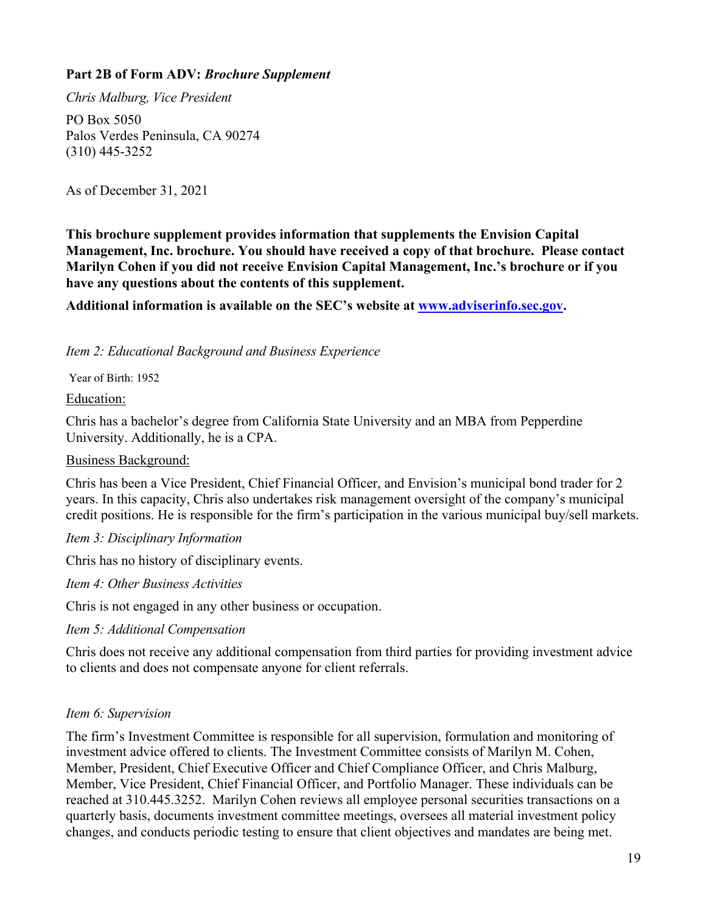## Part 2B of Form ADV: *Brochure Supplement*

*Chris Malburg, Vice President*

PO Box 5050
Palos Verdes Peninsula, CA 90274
(310) 445-3252

As of December 31, 2021

**This brochure supplement provides information that supplements the Envision Capital Management, Inc. brochure. You should have received a copy of that brochure. Please contact Marilyn Cohen if you did not receive Envision Capital Management, Inc.'s brochure or if you have any questions about the contents of this supplement.**

**Additional information is available on the SEC's website at [www.adviserinfo.sec.gov](www.adviserinfo.sec.gov).**

*Item 2: Educational Background and Business Experience*

Year of Birth: 1952

Education:

Chris has a bachelor's degree from California State University and an MBA from Pepperdine University. Additionally, he is a CPA.

Business Background:

Chris has been a Vice President, Chief Financial Officer, and Envision's municipal bond trader for 2 years. In this capacity, Chris also undertakes risk management oversight of the company's municipal credit positions. He is responsible for the firm's participation in the various municipal buy/sell markets.

*Item 3: Disciplinary Information*

Chris has no history of disciplinary events.

*Item 4: Other Business Activities*

Chris is not engaged in any other business or occupation.

*Item 5: Additional Compensation*

Chris does not receive any additional compensation from third parties for providing investment advice to clients and does not compensate anyone for client referrals.

*Item 6: Supervision*

The firm's Investment Committee is responsible for all supervision, formulation and monitoring of investment advice offered to clients. The Investment Committee consists of Marilyn M. Cohen, Member, President, Chief Executive Officer and Chief Compliance Officer, and Chris Malburg, Member, Vice President, Chief Financial Officer, and Portfolio Manager. These individuals can be reached at 310.445.3252. Marilyn Cohen reviews all employee personal securities transactions on a quarterly basis, documents investment committee meetings, oversees all material investment policy changes, and conducts periodic testing to ensure that client objectives and mandates are being met.